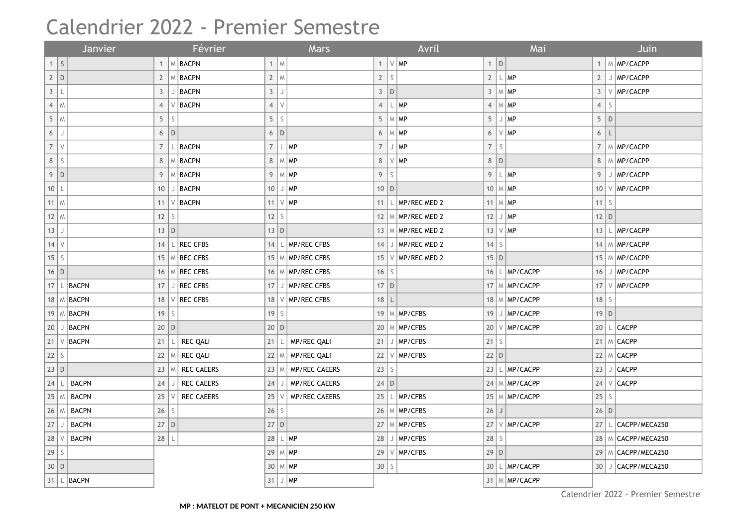# Calendrier 2022 - Premier Semestre

| Janvier | | | Février | | | Mars | | | Avril | | | Mai | | | Juin | | |
|---|---|---|---|---|---|---|---|---|---|---|---|---|---|---|---|---|---|
| 1 | S | | 1 | M | BACPN | 1 | M | | 1 | V | MP | 1 | D | | 1 | M | MP/CACPP |
| 2 | D | | 2 | M | BACPN | 2 | M | | 2 | S | | 2 | L | MP | 2 | J | MP/CACPP |
| 3 | L | | 3 | J | BACPN | 3 | J | | 3 | D | | 3 | M | MP | 3 | V | MP/CACPP |
| 4 | M | | 4 | V | BACPN | 4 | V | | 4 | L | MP | 4 | M | MP | 4 | S | |
| 5 | M | | 5 | S | | 5 | S | | 5 | M | MP | 5 | J | MP | 5 | D | |
| 6 | J | | 6 | D | | 6 | D | | 6 | M | MP | 6 | V | MP | 6 | L | |
| 7 | V | | 7 | L | BACPN | 7 | L | MP | 7 | J | MP | 7 | S | | 7 | M | MP/CACPP |
| 8 | S | | 8 | M | BACPN | 8 | M | MP | 8 | V | MP | 8 | D | | 8 | M | MP/CACPP |
| 9 | D | | 9 | M | BACPN | 9 | M | MP | 9 | S | | 9 | L | MP | 9 | J | MP/CACPP |
| 10 | L | | 10 | J | BACPN | 10 | J | MP | 10 | D | | 10 | M | MP | 10 | V | MP/CACPP |
| 11 | M | | 11 | V | BACPN | 11 | V | MP | 11 | L | MP/REC MED 2 | 11 | M | MP | 11 | S | |
| 12 | M | | 12 | S | | 12 | S | | 12 | M | MP/REC MED 2 | 12 | J | MP | 12 | D | |
| 13 | J | | 13 | D | | 13 | D | | 13 | M | MP/REC MED 2 | 13 | V | MP | 13 | L | MP/CACPP |
| 14 | V | | 14 | L | REC CFBS | 14 | L | MP/REC CFBS | 14 | J | MP/REC MED 2 | 14 | S | | 14 | M | MP/CACPP |
| 15 | S | | 15 | M | REC CFBS | 15 | M | MP/REC CFBS | 15 | V | MP/REC MED 2 | 15 | D | | 15 | M | MP/CACPP |
| 16 | D | | 16 | M | REC CFBS | 16 | M | MP/REC CFBS | 16 | S | | 16 | L | MP/CACPP | 16 | J | MP/CACPP |
| 17 | L | BACPN | 17 | J | REC CFBS | 17 | J | MP/REC CFBS | 17 | D | | 17 | M | MP/CACPP | 17 | V | MP/CACPP |
| 18 | M | BACPN | 18 | V | REC CFBS | 18 | V | MP/REC CFBS | 18 | L | | 18 | M | MP/CACPP | 18 | S | |
| 19 | M | BACPN | 19 | S | | 19 | S | | 19 | M | MP/CFBS | 19 | J | MP/CACPP | 19 | D | |
| 20 | J | BACPN | 20 | D | | 20 | D | | 20 | M | MP/CFBS | 20 | V | MP/CACPP | 20 | L | CACPP |
| 21 | V | BACPN | 21 | L | REC QALI | 21 | L | MP/REC QALI | 21 | J | MP/CFBS | 21 | S | | 21 | M | CACPP |
| 22 | S | | 22 | M | REC QALI | 22 | M | MP/REC QALI | 22 | V | MP/CFBS | 22 | D | | 22 | M | CACPP |
| 23 | D | | 23 | M | REC CAEERS | 23 | M | MP/REC CAEERS | 23 | S | | 23 | L | MP/CACPP | 23 | J | CACPP |
| 24 | L | BACPN | 24 | J | REC CAEERS | 24 | J | MP/REC CAEERS | 24 | D | | 24 | M | MP/CACPP | 24 | V | CACPP |
| 25 | M | BACPN | 25 | V | REC CAEERS | 25 | V | MP/REC CAEERS | 25 | L | MP/CFBS | 25 | M | MP/CACPP | 25 | S | |
| 26 | M | BACPN | 26 | S | | 26 | S | | 26 | M | MP/CFBS | 26 | J | | 26 | D | |
| 27 | J | BACPN | 27 | D | | 27 | D | | 27 | M | MP/CFBS | 27 | V | MP/CACPP | 27 | L | CACPP/MECA250 |
| 28 | V | BACPN | 28 | L | | 28 | L | MP | 28 | J | MP/CFBS | 28 | S | | 28 | M | CACPP/MECA250 |
| 29 | S | | | | | 29 | M | MP | 29 | V | MP/CFBS | 29 | D | | 29 | M | CACPP/MECA250 |
| 30 | D | | | | | 30 | M | MP | 30 | S | | 30 | L | MP/CACPP | 30 | J | CACPP/MECA250 |
| 31 | L | BACPN | | | | 31 | J | MP | | | | 31 | M | MP/CACPP | | | |

**MP : MATELOT DE PONT + MECANICIEN 250 KW**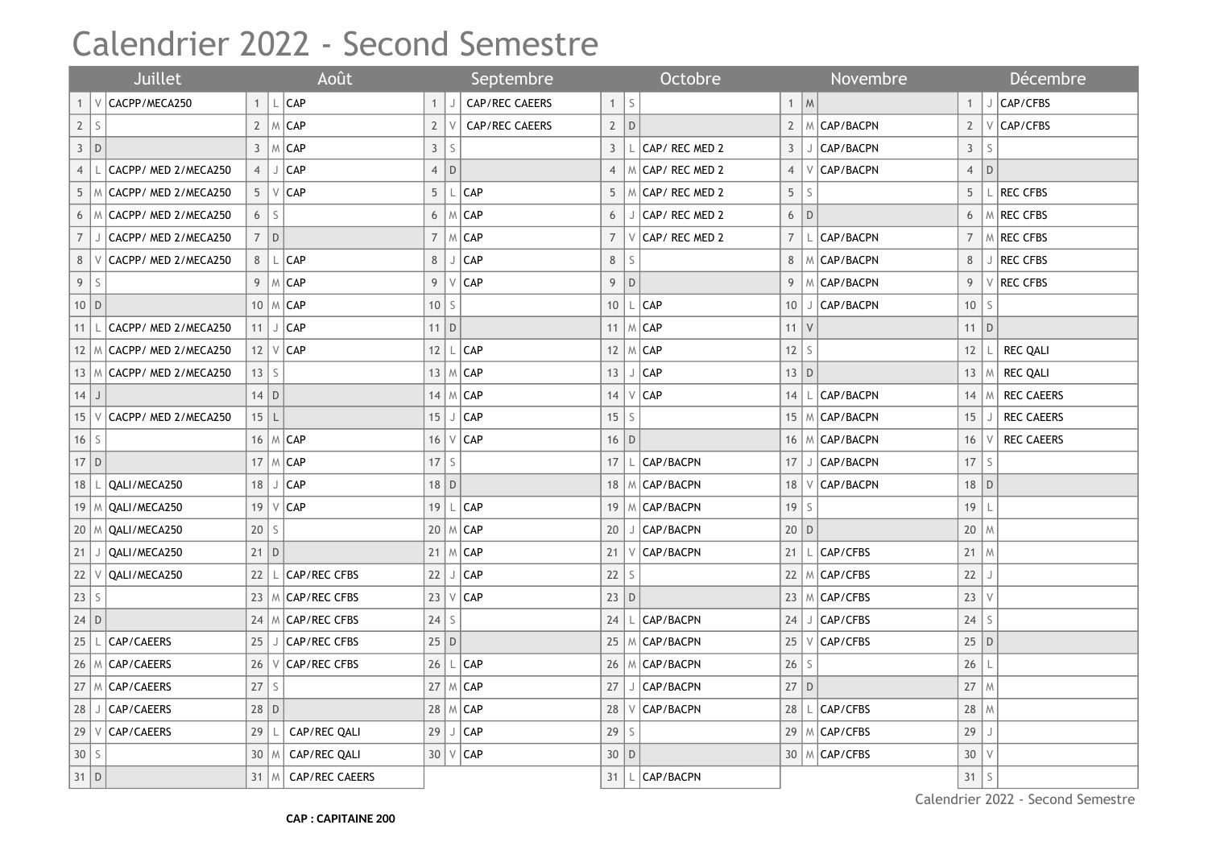# Calendrier 2022 - Second Semestre

| Juillet | | | Août | | | Septembre | | | Octobre | | | Novembre | | | Décembre | | |
|---|---|---|---|---|---|---|---|---|---|---|---|---|---|---|---|---|---|
| 1 | V | CACPP/MECA250 | 1 | L | CAP | 1 | J | CAP/REC CAEERS | 1 | S | | 1 | M | | 1 | J | CAP/CFBS |
| 2 | S | | 2 | M | CAP | 2 | V | CAP/REC CAEERS | 2 | D | | 2 | M | CAP/BACPN | 2 | V | CAP/CFBS |
| 3 | D | | 3 | M | CAP | 3 | S | | 3 | L | CAP/ REC MED 2 | 3 | J | CAP/BACPN | 3 | S | |
| 4 | L | CACPP/ MED 2/MECA250 | 4 | J | CAP | 4 | D | | 4 | M | CAP/ REC MED 2 | 4 | V | CAP/BACPN | 4 | D | |
| 5 | M | CACPP/ MED 2/MECA250 | 5 | V | CAP | 5 | L | CAP | 5 | M | CAP/ REC MED 2 | 5 | S | | 5 | L | REC CFBS |
| 6 | M | CACPP/ MED 2/MECA250 | 6 | S | | 6 | M | CAP | 6 | J | CAP/ REC MED 2 | 6 | D | | 6 | M | REC CFBS |
| 7 | J | CACPP/ MED 2/MECA250 | 7 | D | | 7 | M | CAP | 7 | V | CAP/ REC MED 2 | 7 | L | CAP/BACPN | 7 | M | REC CFBS |
| 8 | V | CACPP/ MED 2/MECA250 | 8 | L | CAP | 8 | J | CAP | 8 | S | | 8 | M | CAP/BACPN | 8 | J | REC CFBS |
| 9 | S | | 9 | M | CAP | 9 | V | CAP | 9 | D | | 9 | M | CAP/BACPN | 9 | V | REC CFBS |
| 10 | D | | 10 | M | CAP | 10 | S | | 10 | L | CAP | 10 | J | CAP/BACPN | 10 | S | |
| 11 | L | CACPP/ MED 2/MECA250 | 11 | J | CAP | 11 | D | | 11 | M | CAP | 11 | V | | 11 | D | |
| 12 | M | CACPP/ MED 2/MECA250 | 12 | V | CAP | 12 | L | CAP | 12 | M | CAP | 12 | S | | 12 | L | REC QALI |
| 13 | M | CACPP/ MED 2/MECA250 | 13 | S | | 13 | M | CAP | 13 | J | CAP | 13 | D | | 13 | M | REC QALI |
| 14 | J | | 14 | D | | 14 | M | CAP | 14 | V | CAP | 14 | L | CAP/BACPN | 14 | M | REC CAEERS |
| 15 | V | CACPP/ MED 2/MECA250 | 15 | L | | 15 | J | CAP | 15 | S | | 15 | M | CAP/BACPN | 15 | J | REC CAEERS |
| 16 | S | | 16 | M | CAP | 16 | V | CAP | 16 | D | | 16 | M | CAP/BACPN | 16 | V | REC CAEERS |
| 17 | D | | 17 | M | CAP | 17 | S | | 17 | L | CAP/BACPN | 17 | J | CAP/BACPN | 17 | S | |
| 18 | L | QALI/MECA250 | 18 | J | CAP | 18 | D | | 18 | M | CAP/BACPN | 18 | V | CAP/BACPN | 18 | D | |
| 19 | M | QALI/MECA250 | 19 | V | CAP | 19 | L | CAP | 19 | M | CAP/BACPN | 19 | S | | 19 | L | |
| 20 | M | QALI/MECA250 | 20 | S | | 20 | M | CAP | 20 | J | CAP/BACPN | 20 | D | | 20 | M | |
| 21 | J | QALI/MECA250 | 21 | D | | 21 | M | CAP | 21 | V | CAP/BACPN | 21 | L | CAP/CFBS | 21 | M | |
| 22 | V | QALI/MECA250 | 22 | L | CAP/REC CFBS | 22 | J | CAP | 22 | S | | 22 | M | CAP/CFBS | 22 | J | |
| 23 | S | | 23 | M | CAP/REC CFBS | 23 | V | CAP | 23 | D | | 23 | M | CAP/CFBS | 23 | V | |
| 24 | D | | 24 | M | CAP/REC CFBS | 24 | S | | 24 | L | CAP/BACPN | 24 | J | CAP/CFBS | 24 | S | |
| 25 | L | CAP/CAEERS | 25 | J | CAP/REC CFBS | 25 | D | | 25 | M | CAP/BACPN | 25 | V | CAP/CFBS | 25 | D | |
| 26 | M | CAP/CAEERS | 26 | V | CAP/REC CFBS | 26 | L | CAP | 26 | M | CAP/BACPN | 26 | S | | 26 | L | |
| 27 | M | CAP/CAEERS | 27 | S | | 27 | M | CAP | 27 | J | CAP/BACPN | 27 | D | | 27 | M | |
| 28 | J | CAP/CAEERS | 28 | D | | 28 | M | CAP | 28 | V | CAP/BACPN | 28 | L | CAP/CFBS | 28 | M | |
| 29 | V | CAP/CAEERS | 29 | L | CAP/REC QALI | 29 | J | CAP | 29 | S | | 29 | M | CAP/CFBS | 29 | J | |
| 30 | S | | 30 | M | CAP/REC QALI | 30 | V | CAP | 30 | D | | 30 | M | CAP/CFBS | 30 | V | |
| 31 | D | | 31 | M | CAP/REC CAEERS | | | | 31 | L | CAP/BACPN | | | | 31 | S | |

**CAP : CAPITAINE 200**